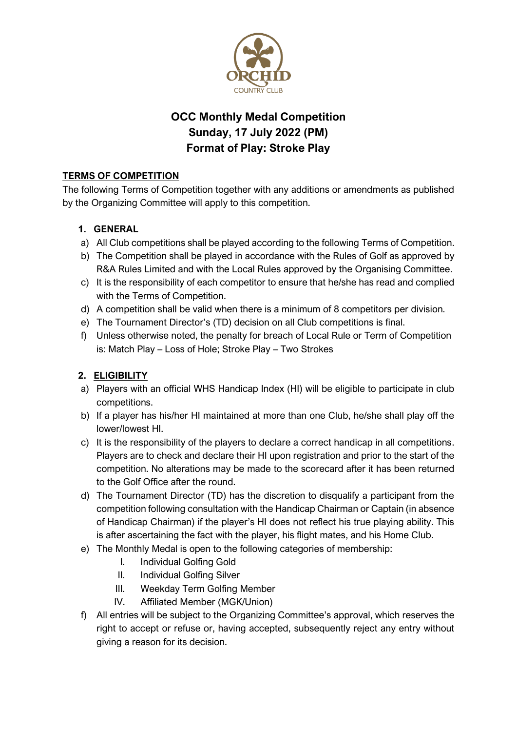# OCC Monthly Medal Competition
# Sunday, 17 July 2022 (PM)
# Format of Play: Stroke Play

## TERMS OF COMPETITION

The following Terms of Competition together with any additions or amendments as published by the Organizing Committee will apply to this competition.

### 1. GENERAL

a) All Club competitions shall be played according to the following Terms of Competition.

b) The Competition shall be played in accordance with the Rules of Golf as approved by R&A Rules Limited and with the Local Rules approved by the Organising Committee.

c) It is the responsibility of each competitor to ensure that he/she has read and complied with the Terms of Competition.

d) A competition shall be valid when there is a minimum of 8 competitors per division.

e) The Tournament Director's (TD) decision on all Club competitions is final.

f) Unless otherwise noted, the penalty for breach of Local Rule or Term of Competition is: Match Play – Loss of Hole; Stroke Play – Two Strokes

### 2. ELIGIBILITY

a) Players with an official WHS Handicap Index (HI) will be eligible to participate in club competitions.

b) If a player has his/her HI maintained at more than one Club, he/she shall play off the lower/lowest HI.

c) It is the responsibility of the players to declare a correct handicap in all competitions. Players are to check and declare their HI upon registration and prior to the start of the competition. No alterations may be made to the scorecard after it has been returned to the Golf Office after the round.

d) The Tournament Director (TD) has the discretion to disqualify a participant from the competition following consultation with the Handicap Chairman or Captain (in absence of Handicap Chairman) if the player's HI does not reflect his true playing ability. This is after ascertaining the fact with the player, his flight mates, and his Home Club.

e) The Monthly Medal is open to the following categories of membership:

   I. Individual Golfing Gold
   II. Individual Golfing Silver
   III. Weekday Term Golfing Member
   IV. Affiliated Member (MGK/Union)

f) All entries will be subject to the Organizing Committee's approval, which reserves the right to accept or refuse or, having accepted, subsequently reject any entry without giving a reason for its decision.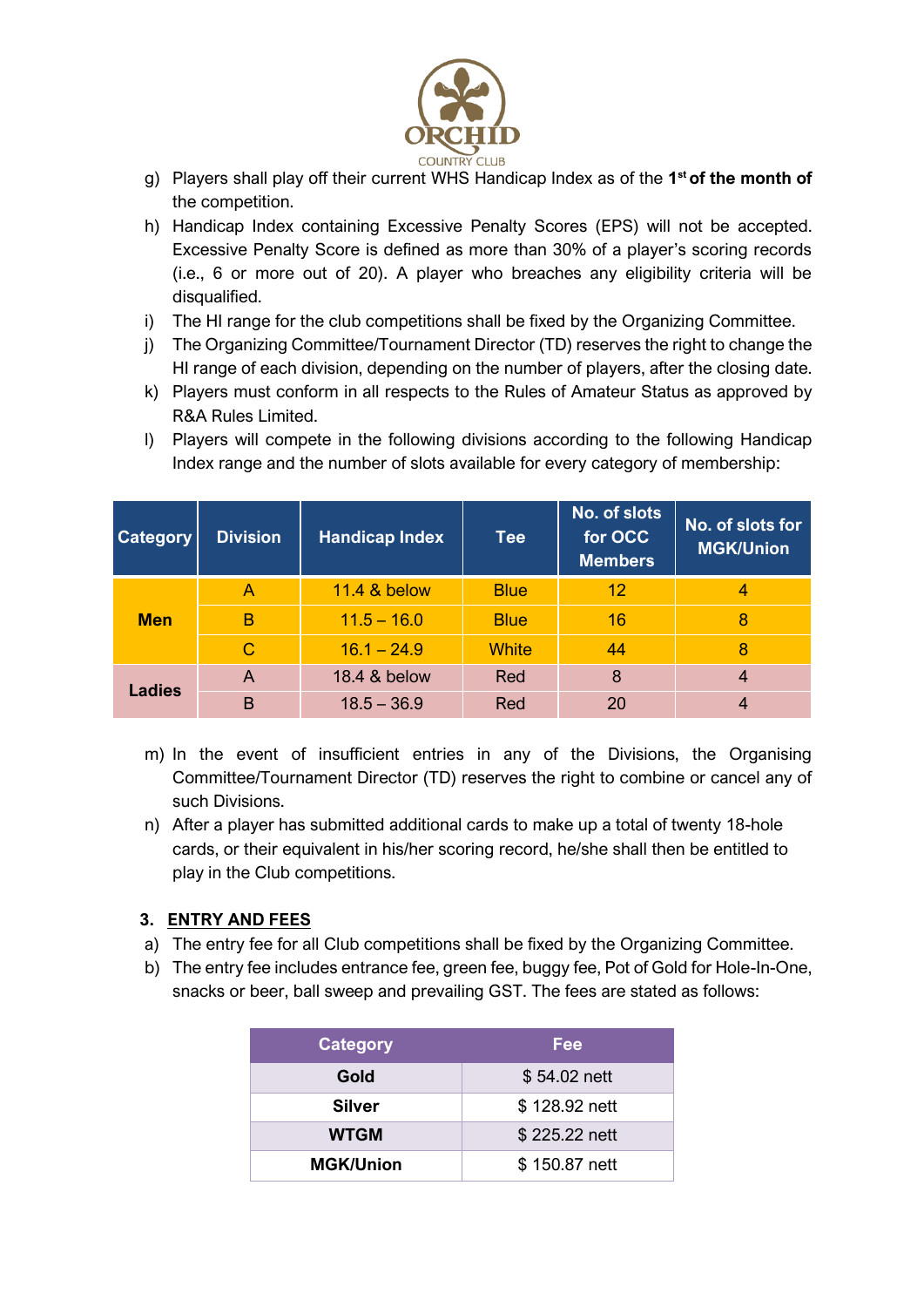g) Players shall play off their current WHS Handicap Index as of the **1st of the month of** the competition.
h) Handicap Index containing Excessive Penalty Scores (EPS) will not be accepted. Excessive Penalty Score is defined as more than 30% of a player's scoring records (i.e., 6 or more out of 20). A player who breaches any eligibility criteria will be disqualified.
i) The HI range for the club competitions shall be fixed by the Organizing Committee.
j) The Organizing Committee/Tournament Director (TD) reserves the right to change the HI range of each division, depending on the number of players, after the closing date.
k) Players must conform in all respects to the Rules of Amateur Status as approved by R&A Rules Limited.
l) Players will compete in the following divisions according to the following Handicap Index range and the number of slots available for every category of membership:

| Category | Division | Handicap Index | Tee | No. of slots for OCC Members | No. of slots for MGK/Union |
|---|---|---|---|---|---|
| Men | A | 11.4 & below | Blue | 12 | 4 |
| | B | 11.5 – 16.0 | Blue | 16 | 8 |
| | C | 16.1 – 24.9 | White | 44 | 8 |
| Ladies | A | 18.4 & below | Red | 8 | 4 |
| | B | 18.5 – 36.9 | Red | 20 | 4 |

m) In the event of insufficient entries in any of the Divisions, the Organising Committee/Tournament Director (TD) reserves the right to combine or cancel any of such Divisions.
n) After a player has submitted additional cards to make up a total of twenty 18-hole cards, or their equivalent in his/her scoring record, he/she shall then be entitled to play in the Club competitions.

## 3. ENTRY AND FEES

a) The entry fee for all Club competitions shall be fixed by the Organizing Committee.
b) The entry fee includes entrance fee, green fee, buggy fee, Pot of Gold for Hole-In-One, snacks or beer, ball sweep and prevailing GST. The fees are stated as follows:

| Category | Fee |
|---|---|
| **Gold** | $ 54.02 nett |
| **Silver** | $ 128.92 nett |
| **WTGM** | $ 225.22 nett |
| **MGK/Union** | $ 150.87 nett |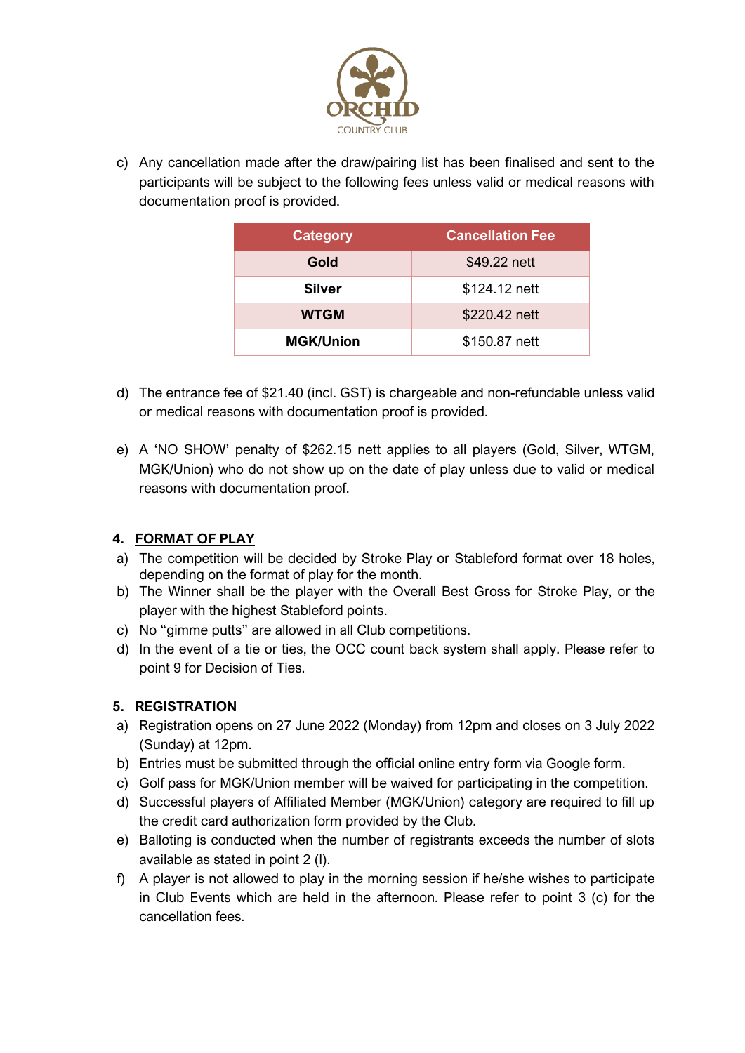c) Any cancellation made after the draw/pairing list has been finalised and sent to the participants will be subject to the following fees unless valid or medical reasons with documentation proof is provided.

| Category | Cancellation Fee |
|---|---|
| **Gold** | $49.22 nett |
| **Silver** | $124.12 nett |
| **WTGM** | $220.42 nett |
| **MGK/Union** | $150.87 nett |

d) The entrance fee of $21.40 (incl. GST) is chargeable and non-refundable unless valid or medical reasons with documentation proof is provided.

e) A 'NO SHOW' penalty of $262.15 nett applies to all players (Gold, Silver, WTGM, MGK/Union) who do not show up on the date of play unless due to valid or medical reasons with documentation proof.

## 4. FORMAT OF PLAY

a) The competition will be decided by Stroke Play or Stableford format over 18 holes, depending on the format of play for the month.

b) The Winner shall be the player with the Overall Best Gross for Stroke Play, or the player with the highest Stableford points.

c) No "gimme putts" are allowed in all Club competitions.

d) In the event of a tie or ties, the OCC count back system shall apply. Please refer to point 9 for Decision of Ties.

## 5. REGISTRATION

a) Registration opens on 27 June 2022 (Monday) from 12pm and closes on 3 July 2022 (Sunday) at 12pm.

b) Entries must be submitted through the official online entry form via Google form.

c) Golf pass for MGK/Union member will be waived for participating in the competition.

d) Successful players of Affiliated Member (MGK/Union) category are required to fill up the credit card authorization form provided by the Club.

e) Balloting is conducted when the number of registrants exceeds the number of slots available as stated in point 2 (l).

f) A player is not allowed to play in the morning session if he/she wishes to participate in Club Events which are held in the afternoon. Please refer to point 3 (c) for the cancellation fees.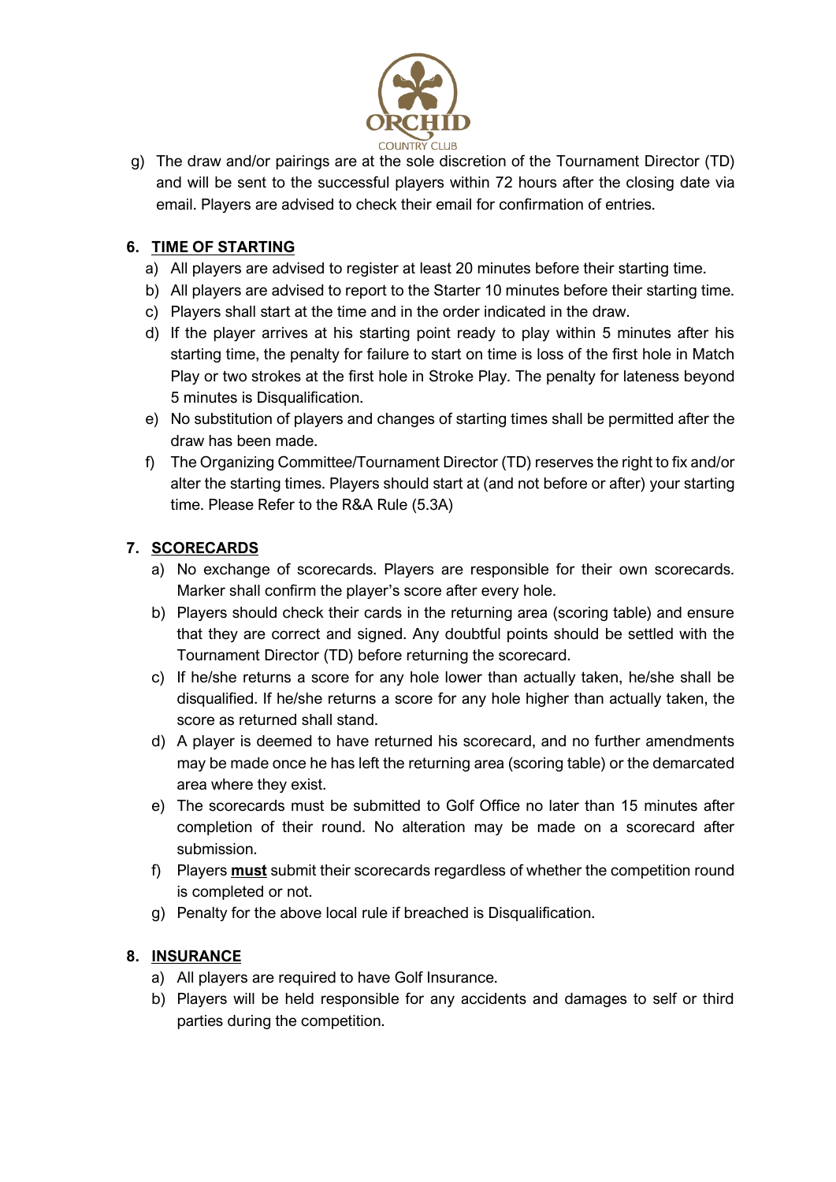g) The draw and/or pairings are at the sole discretion of the Tournament Director (TD) and will be sent to the successful players within 72 hours after the closing date via email. Players are advised to check their email for confirmation of entries.

## 6. TIME OF STARTING

a) All players are advised to register at least 20 minutes before their starting time.
b) All players are advised to report to the Starter 10 minutes before their starting time.
c) Players shall start at the time and in the order indicated in the draw.
d) If the player arrives at his starting point ready to play within 5 minutes after his starting time, the penalty for failure to start on time is loss of the first hole in Match Play or two strokes at the first hole in Stroke Play. The penalty for lateness beyond 5 minutes is Disqualification.
e) No substitution of players and changes of starting times shall be permitted after the draw has been made.
f) The Organizing Committee/Tournament Director (TD) reserves the right to fix and/or alter the starting times. Players should start at (and not before or after) your starting time. Please Refer to the R&A Rule (5.3A)

## 7. SCORECARDS

a) No exchange of scorecards. Players are responsible for their own scorecards. Marker shall confirm the player's score after every hole.
b) Players should check their cards in the returning area (scoring table) and ensure that they are correct and signed. Any doubtful points should be settled with the Tournament Director (TD) before returning the scorecard.
c) If he/she returns a score for any hole lower than actually taken, he/she shall be disqualified. If he/she returns a score for any hole higher than actually taken, the score as returned shall stand.
d) A player is deemed to have returned his scorecard, and no further amendments may be made once he has left the returning area (scoring table) or the demarcated area where they exist.
e) The scorecards must be submitted to Golf Office no later than 15 minutes after completion of their round. No alteration may be made on a scorecard after submission.
f) Players **must** submit their scorecards regardless of whether the competition round is completed or not.
g) Penalty for the above local rule if breached is Disqualification.

## 8. INSURANCE

a) All players are required to have Golf Insurance.
b) Players will be held responsible for any accidents and damages to self or third parties during the competition.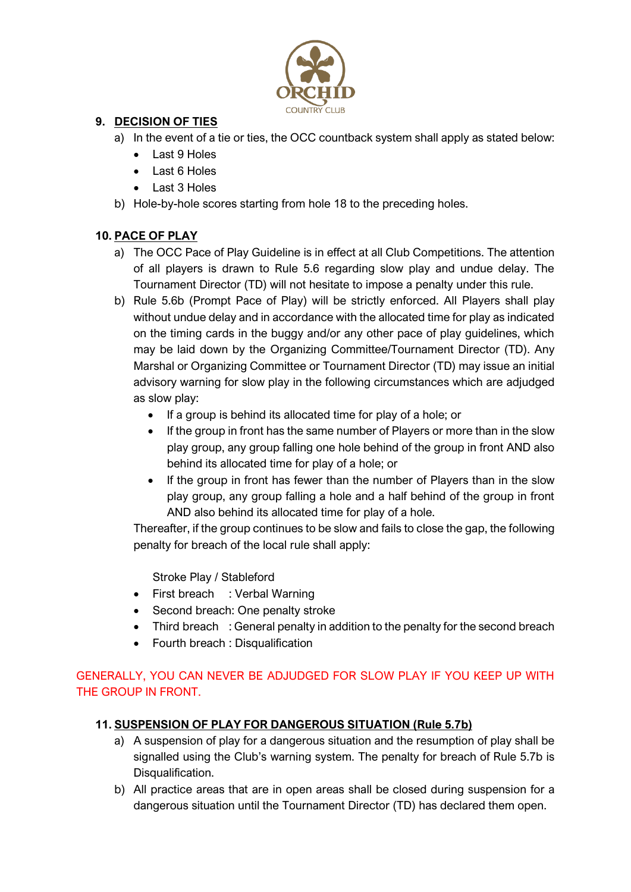## 9. DECISION OF TIES

a) In the event of a tie or ties, the OCC countback system shall apply as stated below:
   - Last 9 Holes
   - Last 6 Holes
   - Last 3 Holes

b) Hole-by-hole scores starting from hole 18 to the preceding holes.

## 10. PACE OF PLAY

a) The OCC Pace of Play Guideline is in effect at all Club Competitions. The attention of all players is drawn to Rule 5.6 regarding slow play and undue delay. The Tournament Director (TD) will not hesitate to impose a penalty under this rule.

b) Rule 5.6b (Prompt Pace of Play) will be strictly enforced. All Players shall play without undue delay and in accordance with the allocated time for play as indicated on the timing cards in the buggy and/or any other pace of play guidelines, which may be laid down by the Organizing Committee/Tournament Director (TD). Any Marshal or Organizing Committee or Tournament Director (TD) may issue an initial advisory warning for slow play in the following circumstances which are adjudged as slow play:
   - If a group is behind its allocated time for play of a hole; or
   - If the group in front has the same number of Players or more than in the slow play group, any group falling one hole behind of the group in front AND also behind its allocated time for play of a hole; or
   - If the group in front has fewer than the number of Players than in the slow play group, any group falling a hole and a half behind of the group in front AND also behind its allocated time for play of a hole.

   Thereafter, if the group continues to be slow and fails to close the gap, the following penalty for breach of the local rule shall apply:

   Stroke Play / Stableford
   - First breach : Verbal Warning
   - Second breach: One penalty stroke
   - Third breach : General penalty in addition to the penalty for the second breach
   - Fourth breach : Disqualification

GENERALLY, YOU CAN NEVER BE ADJUDGED FOR SLOW PLAY IF YOU KEEP UP WITH THE GROUP IN FRONT.

## 11. SUSPENSION OF PLAY FOR DANGEROUS SITUATION (Rule 5.7b)

a) A suspension of play for a dangerous situation and the resumption of play shall be signalled using the Club's warning system. The penalty for breach of Rule 5.7b is Disqualification.

b) All practice areas that are in open areas shall be closed during suspension for a dangerous situation until the Tournament Director (TD) has declared them open.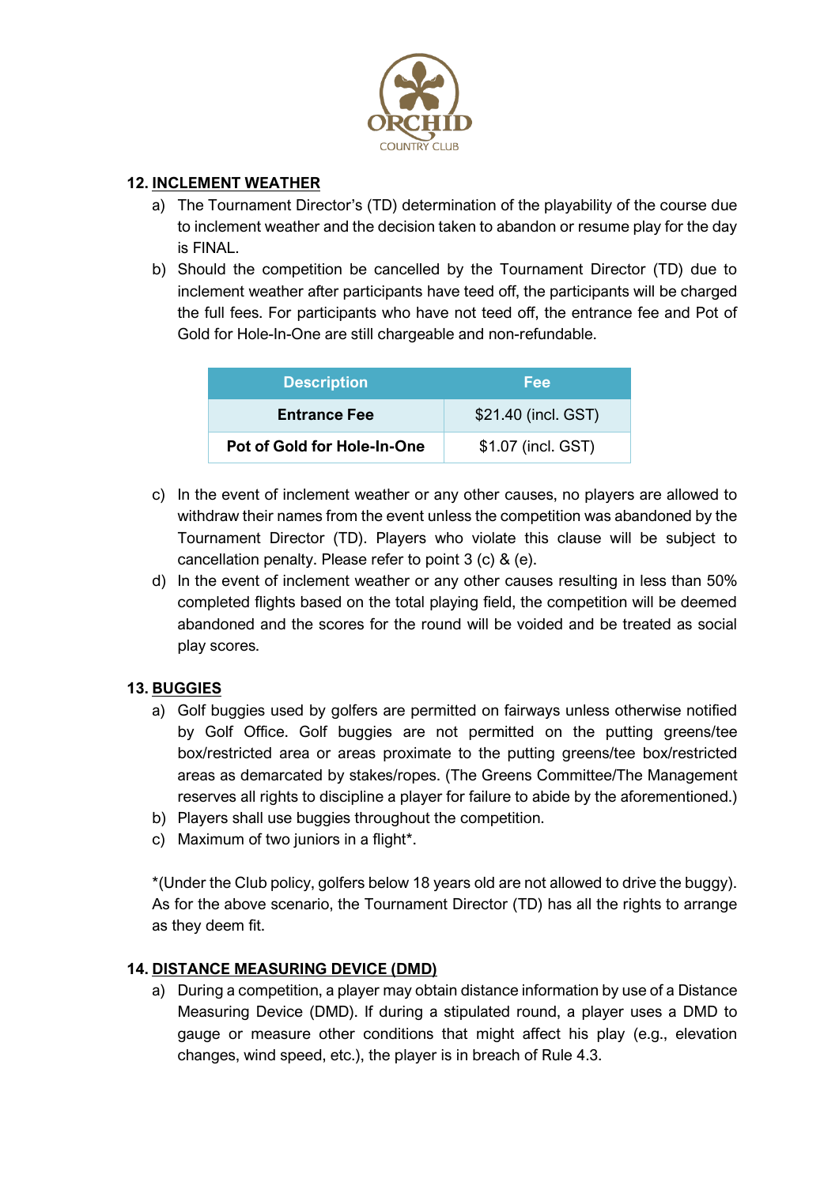## 12. INCLEMENT WEATHER

a) The Tournament Director's (TD) determination of the playability of the course due to inclement weather and the decision taken to abandon or resume play for the day is FINAL.

b) Should the competition be cancelled by the Tournament Director (TD) due to inclement weather after participants have teed off, the participants will be charged the full fees. For participants who have not teed off, the entrance fee and Pot of Gold for Hole-In-One are still chargeable and non-refundable.

| Description | Fee |
|---|---|
| **Entrance Fee** | $21.40 (incl. GST) |
| **Pot of Gold for Hole-In-One** | $1.07 (incl. GST) |

c) In the event of inclement weather or any other causes, no players are allowed to withdraw their names from the event unless the competition was abandoned by the Tournament Director (TD). Players who violate this clause will be subject to cancellation penalty. Please refer to point 3 (c) & (e).

d) In the event of inclement weather or any other causes resulting in less than 50% completed flights based on the total playing field, the competition will be deemed abandoned and the scores for the round will be voided and be treated as social play scores.

## 13. BUGGIES

a) Golf buggies used by golfers are permitted on fairways unless otherwise notified by Golf Office. Golf buggies are not permitted on the putting greens/tee box/restricted area or areas proximate to the putting greens/tee box/restricted areas as demarcated by stakes/ropes. (The Greens Committee/The Management reserves all rights to discipline a player for failure to abide by the aforementioned.)

b) Players shall use buggies throughout the competition.

c) Maximum of two juniors in a flight*.

*(Under the Club policy, golfers below 18 years old are not allowed to drive the buggy). As for the above scenario, the Tournament Director (TD) has all the rights to arrange as they deem fit.

## 14. DISTANCE MEASURING DEVICE (DMD)

a) During a competition, a player may obtain distance information by use of a Distance Measuring Device (DMD). If during a stipulated round, a player uses a DMD to gauge or measure other conditions that might affect his play (e.g., elevation changes, wind speed, etc.), the player is in breach of Rule 4.3.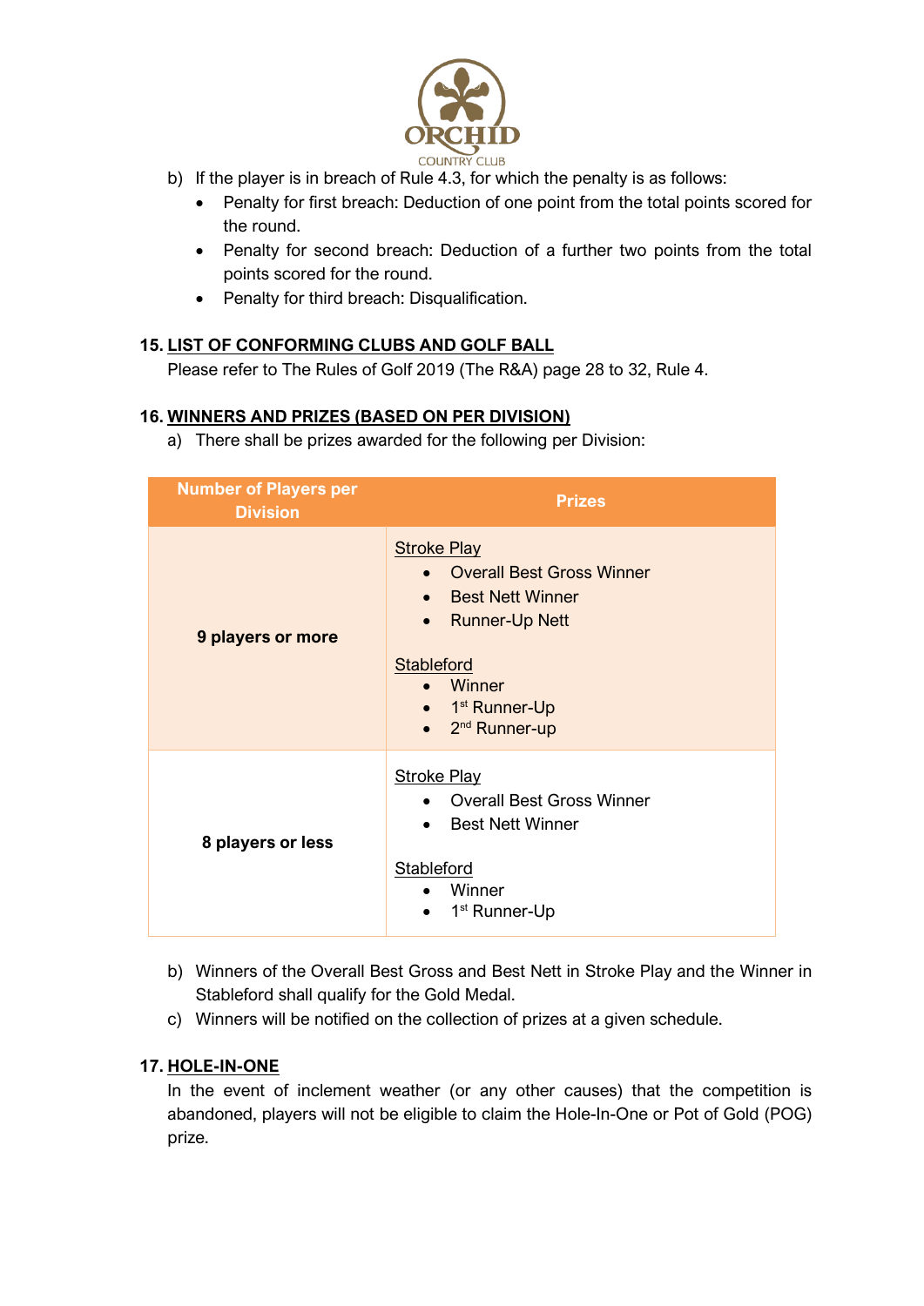b) If the player is in breach of Rule 4.3, for which the penalty is as follows:
   - Penalty for first breach: Deduction of one point from the total points scored for the round.
   - Penalty for second breach: Deduction of a further two points from the total points scored for the round.
   - Penalty for third breach: Disqualification.

**15. LIST OF CONFORMING CLUBS AND GOLF BALL**

Please refer to The Rules of Golf 2019 (The R&A) page 28 to 32, Rule 4.

**16. WINNERS AND PRIZES (BASED ON PER DIVISION)**

a) There shall be prizes awarded for the following per Division:

| Number of Players per Division | Prizes |
| --- | --- |
| **9 players or more** | Stroke Play<br>• Overall Best Gross Winner<br>• Best Nett Winner<br>• Runner-Up Nett<br><br>Stableford<br>• Winner<br>• 1st Runner-Up<br>• 2nd Runner-up |
| **8 players or less** | Stroke Play<br>• Overall Best Gross Winner<br>• Best Nett Winner<br><br>Stableford<br>• Winner<br>• 1st Runner-Up |

b) Winners of the Overall Best Gross and Best Nett in Stroke Play and the Winner in Stableford shall qualify for the Gold Medal.

c) Winners will be notified on the collection of prizes at a given schedule.

**17. HOLE-IN-ONE**

In the event of inclement weather (or any other causes) that the competition is abandoned, players will not be eligible to claim the Hole-In-One or Pot of Gold (POG) prize.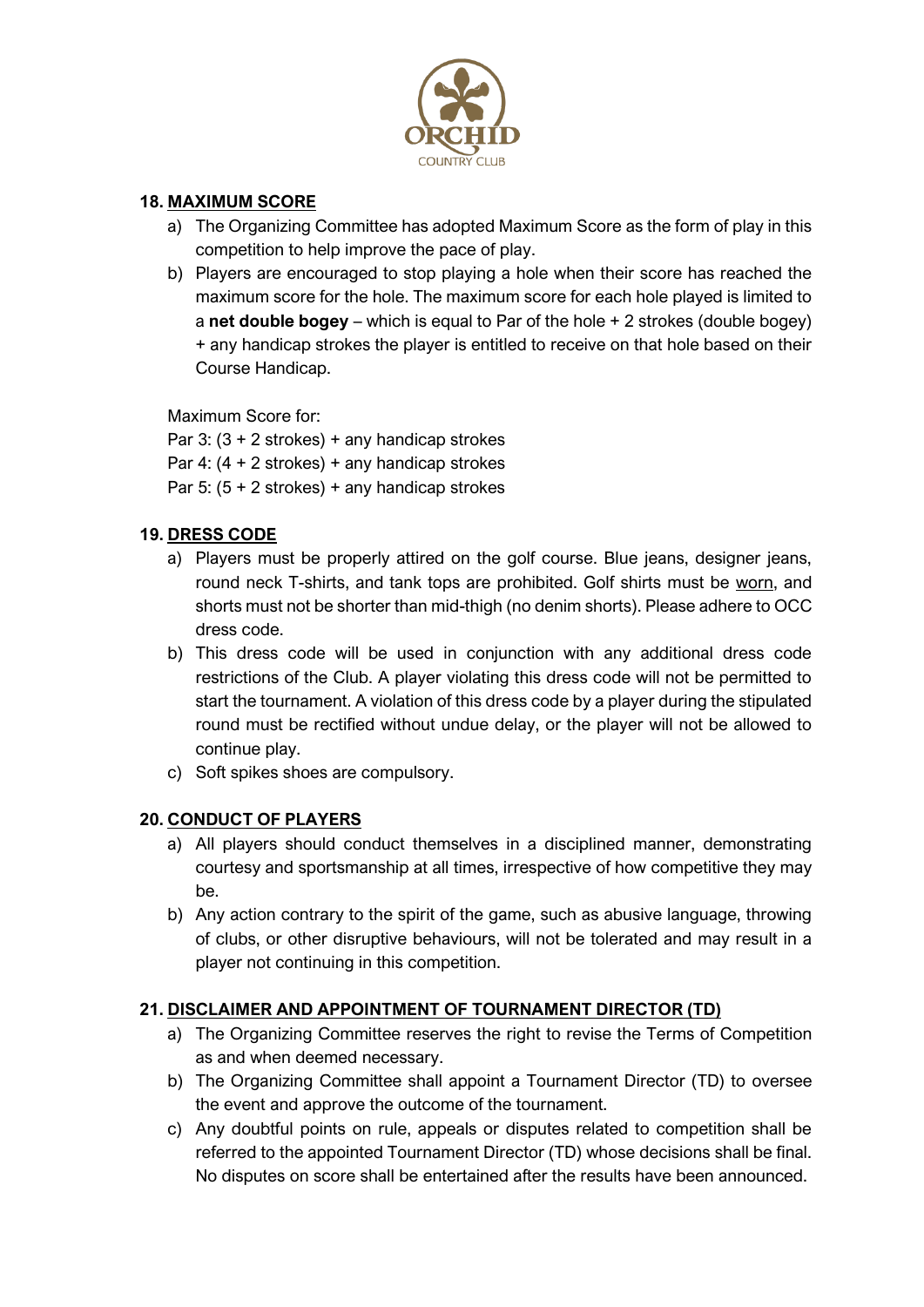## 18. MAXIMUM SCORE

a) The Organizing Committee has adopted Maximum Score as the form of play in this competition to help improve the pace of play.

b) Players are encouraged to stop playing a hole when their score has reached the maximum score for the hole. The maximum score for each hole played is limited to a **net double bogey** – which is equal to Par of the hole + 2 strokes (double bogey) + any handicap strokes the player is entitled to receive on that hole based on their Course Handicap.

Maximum Score for:
Par 3: (3 + 2 strokes) + any handicap strokes
Par 4: (4 + 2 strokes) + any handicap strokes
Par 5: (5 + 2 strokes) + any handicap strokes

## 19. DRESS CODE

a) Players must be properly attired on the golf course. Blue jeans, designer jeans, round neck T-shirts, and tank tops are prohibited. Golf shirts must be worn, and shorts must not be shorter than mid-thigh (no denim shorts). Please adhere to OCC dress code.

b) This dress code will be used in conjunction with any additional dress code restrictions of the Club. A player violating this dress code will not be permitted to start the tournament. A violation of this dress code by a player during the stipulated round must be rectified without undue delay, or the player will not be allowed to continue play.

c) Soft spikes shoes are compulsory.

## 20. CONDUCT OF PLAYERS

a) All players should conduct themselves in a disciplined manner, demonstrating courtesy and sportsmanship at all times, irrespective of how competitive they may be.

b) Any action contrary to the spirit of the game, such as abusive language, throwing of clubs, or other disruptive behaviours, will not be tolerated and may result in a player not continuing in this competition.

## 21. DISCLAIMER AND APPOINTMENT OF TOURNAMENT DIRECTOR (TD)

a) The Organizing Committee reserves the right to revise the Terms of Competition as and when deemed necessary.

b) The Organizing Committee shall appoint a Tournament Director (TD) to oversee the event and approve the outcome of the tournament.

c) Any doubtful points on rule, appeals or disputes related to competition shall be referred to the appointed Tournament Director (TD) whose decisions shall be final. No disputes on score shall be entertained after the results have been announced.